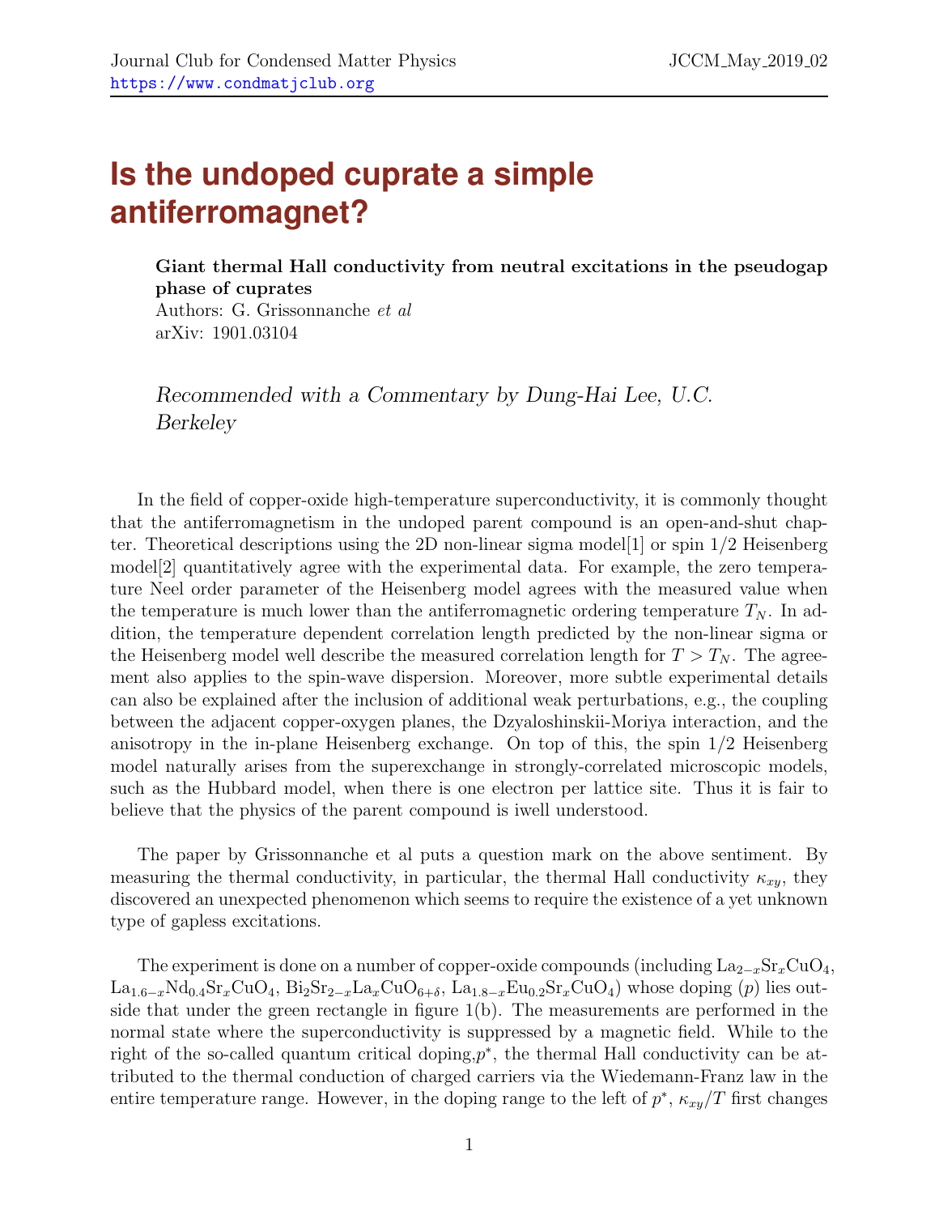# Is the undoped cuprate a simple antiferromagnet?

**Giant thermal Hall conductivity from neutral excitations in the pseudogap phase of cuprates**
Authors: G. Grissonnanche *et al*
arXiv: 1901.03104

*Recommended with a Commentary by Dung-Hai Lee, U.C. Berkeley*

In the field of copper-oxide high-temperature superconductivity, it is commonly thought that the antiferromagnetism in the undoped parent compound is an open-and-shut chapter. Theoretical descriptions using the 2D non-linear sigma model[1] or spin 1/2 Heisenberg model[2] quantitatively agree with the experimental data. For example, the zero temperature Neel order parameter of the Heisenberg model agrees with the measured value when the temperature is much lower than the antiferromagnetic ordering temperature $T_N$. In addition, the temperature dependent correlation length predicted by the non-linear sigma or the Heisenberg model well describe the measured correlation length for $T > T_N$. The agreement also applies to the spin-wave dispersion. Moreover, more subtle experimental details can also be explained after the inclusion of additional weak perturbations, e.g., the coupling between the adjacent copper-oxygen planes, the Dzyaloshinskii-Moriya interaction, and the anisotropy in the in-plane Heisenberg exchange. On top of this, the spin 1/2 Heisenberg model naturally arises from the superexchange in strongly-correlated microscopic models, such as the Hubbard model, when there is one electron per lattice site. Thus it is fair to believe that the physics of the parent compound is iwell understood.

The paper by Grissonnanche et al puts a question mark on the above sentiment. By measuring the thermal conductivity, in particular, the thermal Hall conductivity $\kappa_{xy}$, they discovered an unexpected phenomenon which seems to require the existence of a yet unknown type of gapless excitations.

The experiment is done on a number of copper-oxide compounds (including $La_{2-x}Sr_xCuO_4$, $La_{1.6-x}Nd_{0.4}Sr_xCuO_4$, $Bi_2Sr_{2-x}La_xCuO_{6+\delta}$, $La_{1.8-x}Eu_{0.2}Sr_xCuO_4$) whose doping ($p$) lies outside that under the green rectangle in figure 1(b). The measurements are performed in the normal state where the superconductivity is suppressed by a magnetic field. While to the right of the so-called quantum critical doping,$p^*$, the thermal Hall conductivity can be attributed to the thermal conduction of charged carriers via the Wiedemann-Franz law in the entire temperature range. However, in the doping range to the left of $p^*$, $\kappa_{xy}/T$ first changes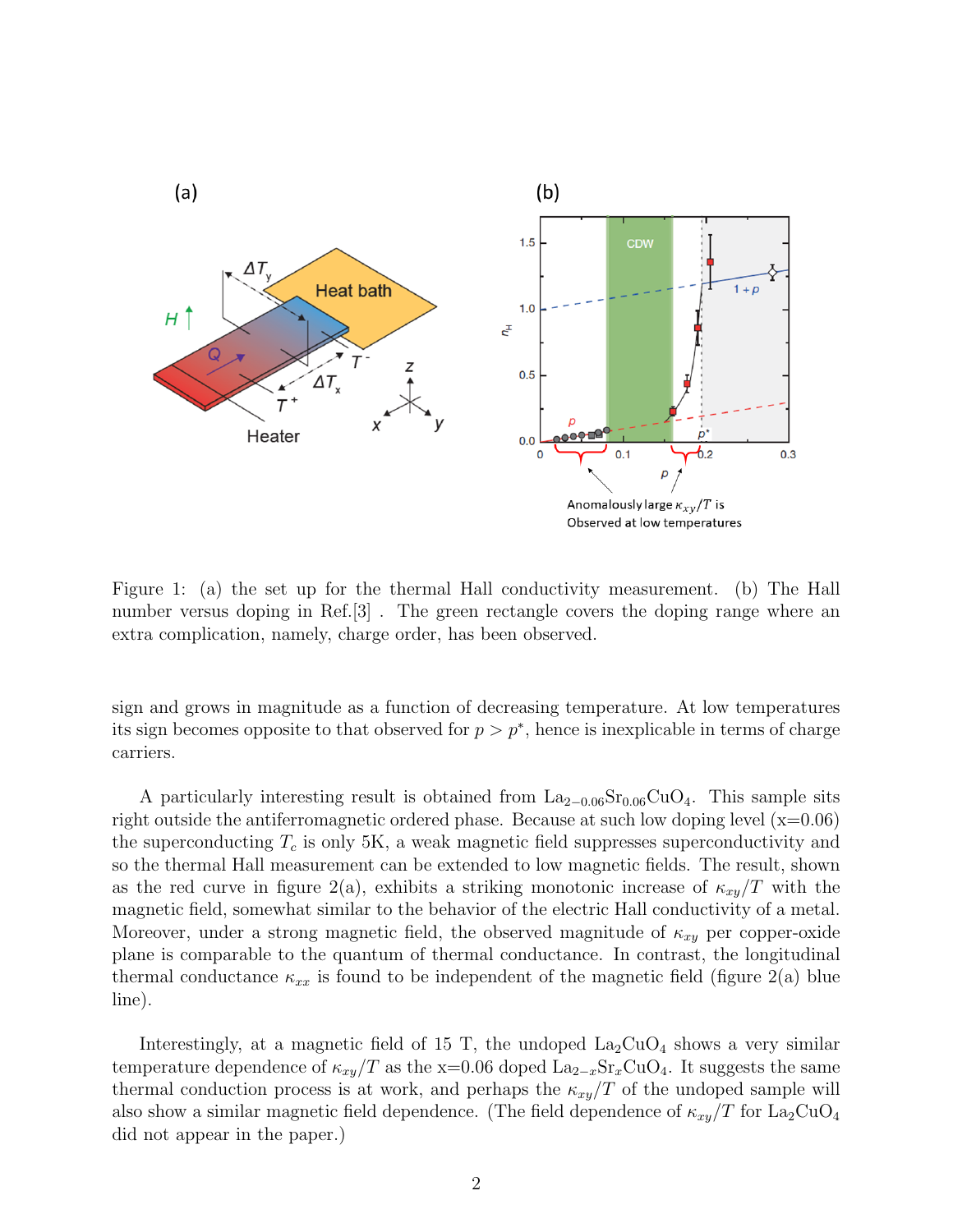Figure 1: (a) the set up for the thermal Hall conductivity measurement. (b) The Hall number versus doping in Ref.[3] . The green rectangle covers the doping range where an extra complication, namely, charge order, has been observed.

sign and grows in magnitude as a function of decreasing temperature. At low temperatures its sign becomes opposite to that observed for $p > p^*$, hence is inexplicable in terms of charge carriers.

A particularly interesting result is obtained from $La_{2-0.06}Sr_{0.06}CuO_4$. This sample sits right outside the antiferromagnetic ordered phase. Because at such low doping level (x=0.06) the superconducting $T_c$ is only 5K, a weak magnetic field suppresses superconductivity and so the thermal Hall measurement can be extended to low magnetic fields. The result, shown as the red curve in figure 2(a), exhibits a striking monotonic increase of $\kappa_{xy}/T$ with the magnetic field, somewhat similar to the behavior of the electric Hall conductivity of a metal. Moreover, under a strong magnetic field, the observed magnitude of $\kappa_{xy}$ per copper-oxide plane is comparable to the quantum of thermal conductance. In contrast, the longitudinal thermal conductance $\kappa_{xx}$ is found to be independent of the magnetic field (figure 2(a) blue line).

Interestingly, at a magnetic field of 15 T, the undoped $La_2CuO_4$ shows a very similar temperature dependence of $\kappa_{xy}/T$ as the x=0.06 doped $La_{2-x}Sr_xCuO_4$. It suggests the same thermal conduction process is at work, and perhaps the $\kappa_{xy}/T$ of the undoped sample will also show a similar magnetic field dependence. (The field dependence of $\kappa_{xy}/T$ for $La_2CuO_4$ did not appear in the paper.)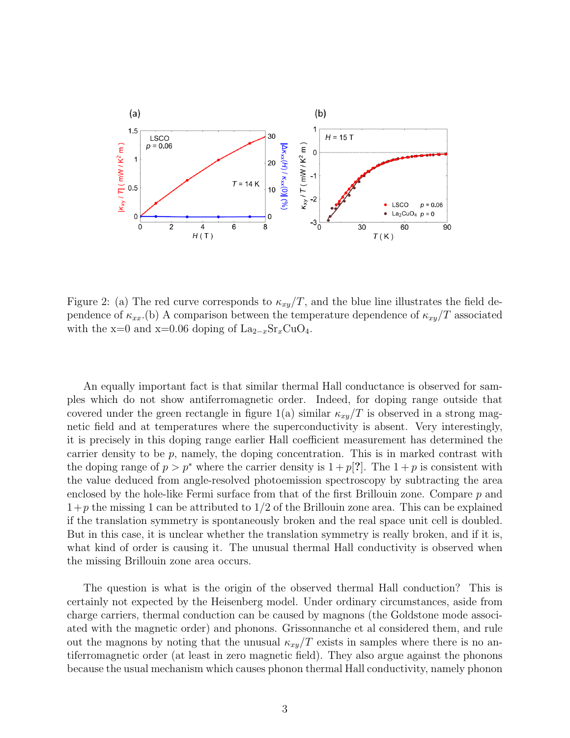Figure 2: (a) The red curve corresponds to $\kappa_{xy}/T$, and the blue line illustrates the field dependence of $\kappa_{xx}$.(b) A comparison between the temperature dependence of $\kappa_{xy}/T$ associated with the x=0 and x=0.06 doping of $La_{2-x}Sr_xCuO_4$.

An equally important fact is that similar thermal Hall conductance is observed for samples which do not show antiferromagnetic order. Indeed, for doping range outside that covered under the green rectangle in figure 1(a) similar $\kappa_{xy}/T$ is observed in a strong magnetic field and at temperatures where the superconductivity is absent. Very interestingly, it is precisely in this doping range earlier Hall coefficient measurement has determined the carrier density to be $p$, namely, the doping concentration. This is in marked contrast with the doping range of $p > p^*$ where the carrier density is $1+p$[?]. The $1+p$ is consistent with the value deduced from angle-resolved photoemission spectroscopy by subtracting the area enclosed by the hole-like Fermi surface from that of the first Brillouin zone. Compare $p$ and $1+p$ the missing 1 can be attributed to 1/2 of the Brillouin zone area. This can be explained if the translation symmetry is spontaneously broken and the real space unit cell is doubled. But in this case, it is unclear whether the translation symmetry is really broken, and if it is, what kind of order is causing it. The unusual thermal Hall conductivity is observed when the missing Brillouin zone area occurs.

The question is what is the origin of the observed thermal Hall conduction? This is certainly not expected by the Heisenberg model. Under ordinary circumstances, aside from charge carriers, thermal conduction can be caused by magnons (the Goldstone mode associated with the magnetic order) and phonons. Grissonnanche et al considered them, and rule out the magnons by noting that the unusual $\kappa_{xy}/T$ exists in samples where there is no antiferromagnetic order (at least in zero magnetic field). They also argue against the phonons because the usual mechanism which causes phonon thermal Hall conductivity, namely phonon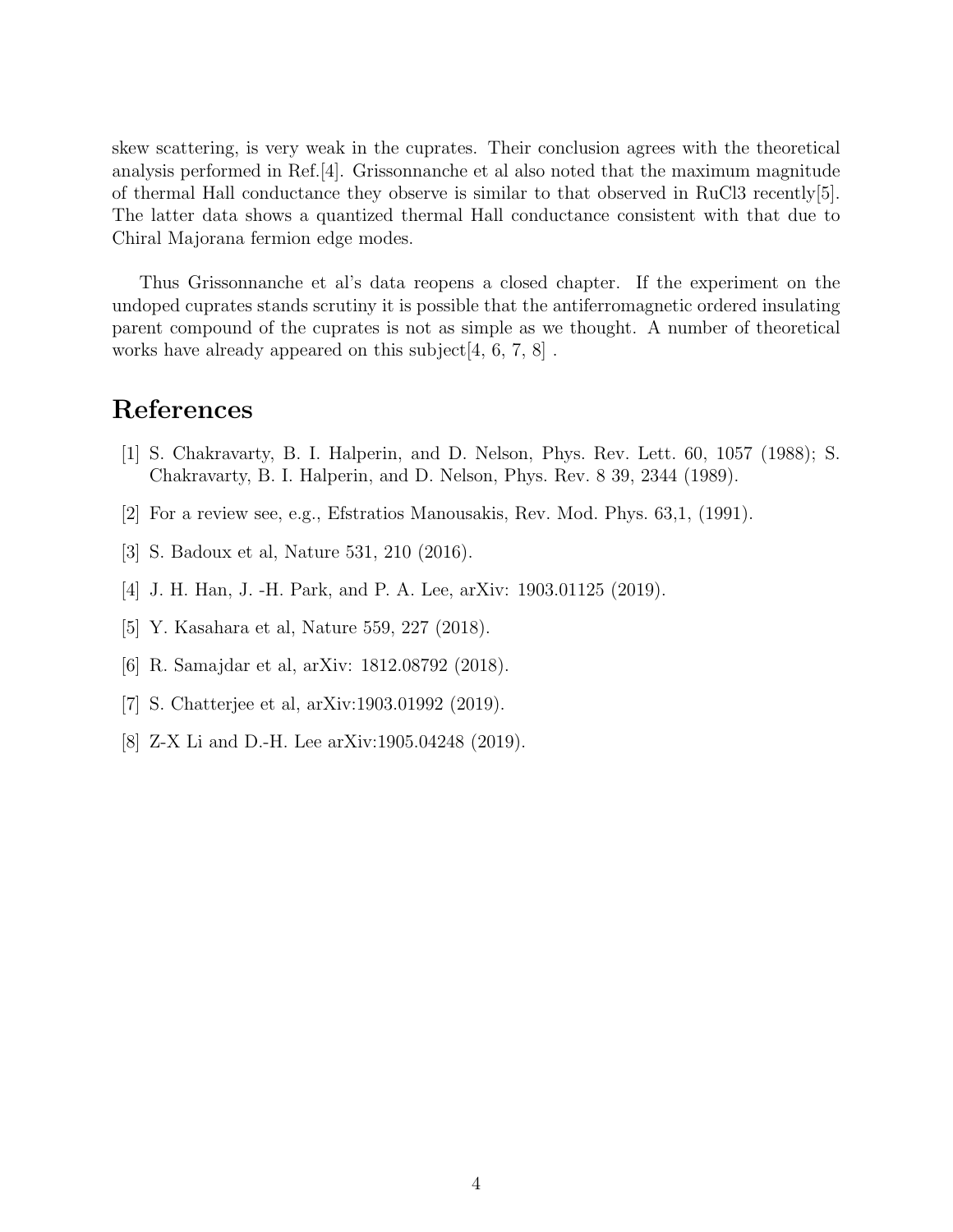skew scattering, is very weak in the cuprates. Their conclusion agrees with the theoretical analysis performed in Ref.[4]. Grissonnanche et al also noted that the maximum magnitude of thermal Hall conductance they observe is similar to that observed in RuCl3 recently[5]. The latter data shows a quantized thermal Hall conductance consistent with that due to Chiral Majorana fermion edge modes.

Thus Grissonnanche et al's data reopens a closed chapter. If the experiment on the undoped cuprates stands scrutiny it is possible that the antiferromagnetic ordered insulating parent compound of the cuprates is not as simple as we thought. A number of theoretical works have already appeared on this subject[4, 6, 7, 8] .

# References

[1] S. Chakravarty, B. I. Halperin, and D. Nelson, Phys. Rev. Lett. 60, 1057 (1988); S. Chakravarty, B. I. Halperin, and D. Nelson, Phys. Rev. 8 39, 2344 (1989).

[2] For a review see, e.g., Efstratios Manousakis, Rev. Mod. Phys. 63,1, (1991).

[3] S. Badoux et al, Nature 531, 210 (2016).

[4] J. H. Han, J. -H. Park, and P. A. Lee, arXiv: 1903.01125 (2019).

[5] Y. Kasahara et al, Nature 559, 227 (2018).

[6] R. Samajdar et al, arXiv: 1812.08792 (2018).

[7] S. Chatterjee et al, arXiv:1903.01992 (2019).

[8] Z-X Li and D.-H. Lee arXiv:1905.04248 (2019).